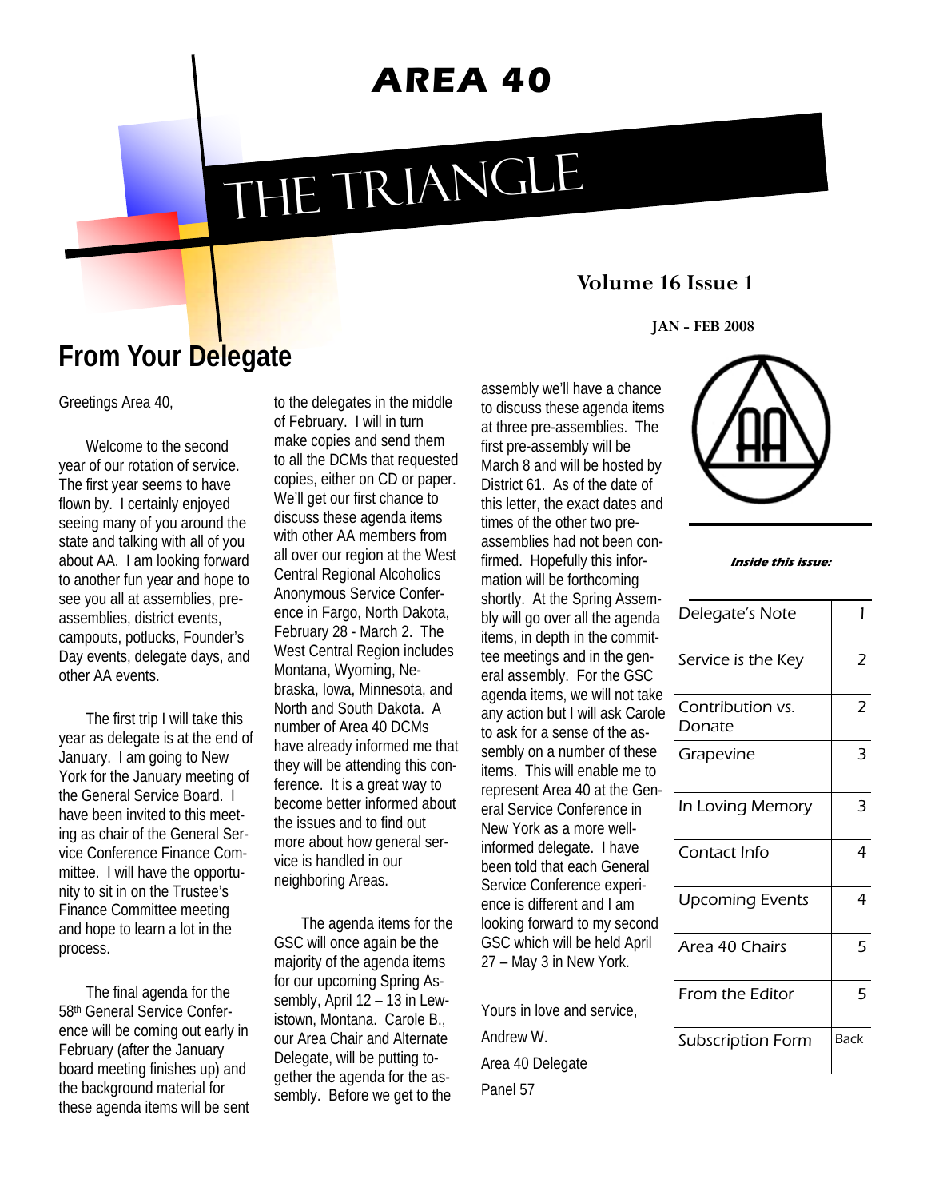# AREA 40

# THE TRIANGLE

**Volume 16 Issue 1**

**JAN - FEB 2008**

## From Your Delegate

Greetings Area 40,

Welcome to the second year of our rotation of service. The first year seems to have flown by. I certainly enjoyed seeing many of you around the state and talking with all of you about AA. I am looking forward to another fun year and hope to see you all at assemblies, pre-assemblies, district events, campouts, potlucks, Founder's Day events, delegate days, and other AA events.

The first trip I will take this year as delegate is at the end of January. I am going to New York for the January meeting of the General Service Board. I have been invited to this meeting as chair of the General Service Conference Finance Committee. I will have the opportunity to sit in on the Trustee's Finance Committee meeting and hope to learn a lot in the process.

The final agenda for the 58th General Service Conference will be coming out early in February (after the January board meeting finishes up) and the background material for these agenda items will be sent to the delegates in the middle of February. I will in turn make copies and send them to all the DCMs that requested copies, either on CD or paper. We'll get our first chance to discuss these agenda items with other AA members from all over our region at the West Central Regional Alcoholics Anonymous Service Conference in Fargo, North Dakota, February 28 - March 2. The West Central Region includes Montana, Wyoming, Nebraska, Iowa, Minnesota, and North and South Dakota. A number of Area 40 DCMs have already informed me that they will be attending this conference. It is a great way to become better informed about the issues and to find out more about how general service is handled in our neighboring Areas.

The agenda items for the GSC will once again be the majority of the agenda items for our upcoming Spring Assembly, April 12 – 13 in Lewistown, Montana. Carole B., our Area Chair and Alternate Delegate, will be putting together the agenda for the assembly. Before we get to the assembly we'll have a chance to discuss these agenda items at three pre-assemblies. The first pre-assembly will be March 8 and will be hosted by District 61. As of the date of this letter, the exact dates and times of the other two pre-assemblies had not been confirmed. Hopefully this information will be forthcoming shortly. At the Spring Assembly will go over all the agenda items, in depth in the committee meetings and in the general assembly. For the GSC agenda items, we will not take any action but I will ask Carole to ask for a sense of the assembly on a number of these items. This will enable me to represent Area 40 at the General Service Conference in New York as a more well-informed delegate. I have been told that each General Service Conference experience is different and I am looking forward to my second GSC which will be held April 27 – May 3 in New York.

Yours in love and service,

Andrew W.

Area 40 Delegate

Panel 57

***Inside this issue:***

| | |
|---|---|
| Delegate's Note | 1 |
| Service is the Key | 2 |
| Contribution vs. Donate | 2 |
| Grapevine | 3 |
| In Loving Memory | 3 |
| Contact Info | 4 |
| Upcoming Events | 4 |
| Area 40 Chairs | 5 |
| From the Editor | 5 |
| Subscription Form | Back |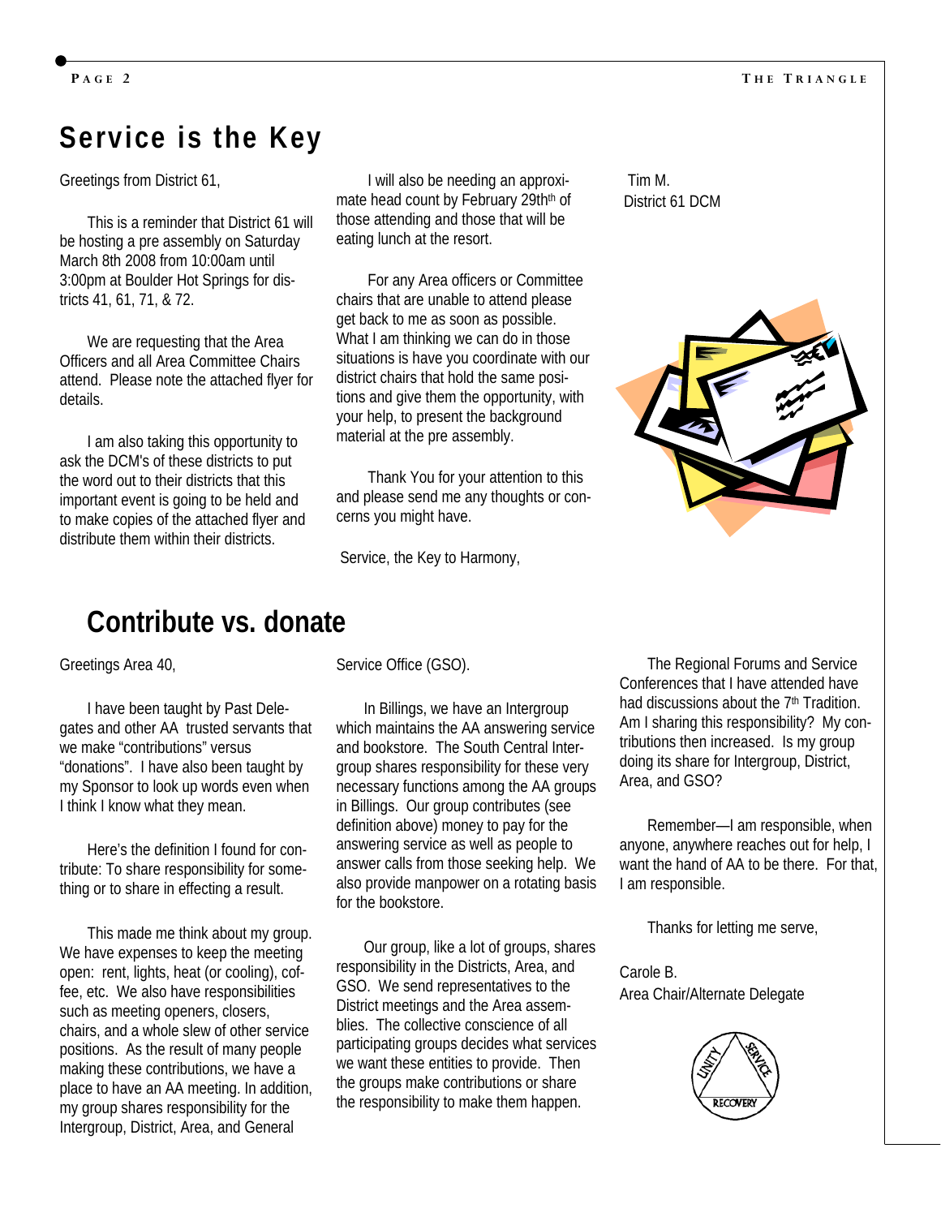## Service is the Key

Greetings from District 61,

This is a reminder that District 61 will be hosting a pre assembly on Saturday March 8th 2008 from 10:00am until 3:00pm at Boulder Hot Springs for districts 41, 61, 71, & 72.

We are requesting that the Area Officers and all Area Committee Chairs attend. Please note the attached flyer for details.

I am also taking this opportunity to ask the DCM's of these districts to put the word out to their districts that this important event is going to be held and to make copies of the attached flyer and distribute them within their districts.

I will also be needing an approximate head count by February 29th[th] of those attending and those that will be eating lunch at the resort.

For any Area officers or Committee chairs that are unable to attend please get back to me as soon as possible. What I am thinking we can do in those situations is have you coordinate with our district chairs that hold the same positions and give them the opportunity, with your help, to present the background material at the pre assembly.

Thank You for your attention to this and please send me any thoughts or concerns you might have.

Service, the Key to Harmony,

Tim M.
District 61 DCM

## Contribute vs. donate

Greetings Area 40,

I have been taught by Past Delegates and other AA trusted servants that we make "contributions" versus "donations". I have also been taught by my Sponsor to look up words even when I think I know what they mean.

Here's the definition I found for contribute: To share responsibility for something or to share in effecting a result.

This made me think about my group. We have expenses to keep the meeting open: rent, lights, heat (or cooling), coffee, etc. We also have responsibilities such as meeting openers, closers, chairs, and a whole slew of other service positions. As the result of many people making these contributions, we have a place to have an AA meeting. In addition, my group shares responsibility for the Intergroup, District, Area, and General Service Office (GSO).

In Billings, we have an Intergroup which maintains the AA answering service and bookstore. The South Central Intergroup shares responsibility for these very necessary functions among the AA groups in Billings. Our group contributes (see definition above) money to pay for the answering service as well as people to answer calls from those seeking help. We also provide manpower on a rotating basis for the bookstore.

Our group, like a lot of groups, shares responsibility in the Districts, Area, and GSO. We send representatives to the District meetings and the Area assemblies. The collective conscience of all participating groups decides what services we want these entities to provide. Then the groups make contributions or share the responsibility to make them happen.

The Regional Forums and Service Conferences that I have attended have had discussions about the 7[th] Tradition. Am I sharing this responsibility? My contributions then increased. Is my group doing its share for Intergroup, District, Area, and GSO?

Remember—I am responsible, when anyone, anywhere reaches out for help, I want the hand of AA to be there. For that, I am responsible.

Thanks for letting me serve,

Carole B.
Area Chair/Alternate Delegate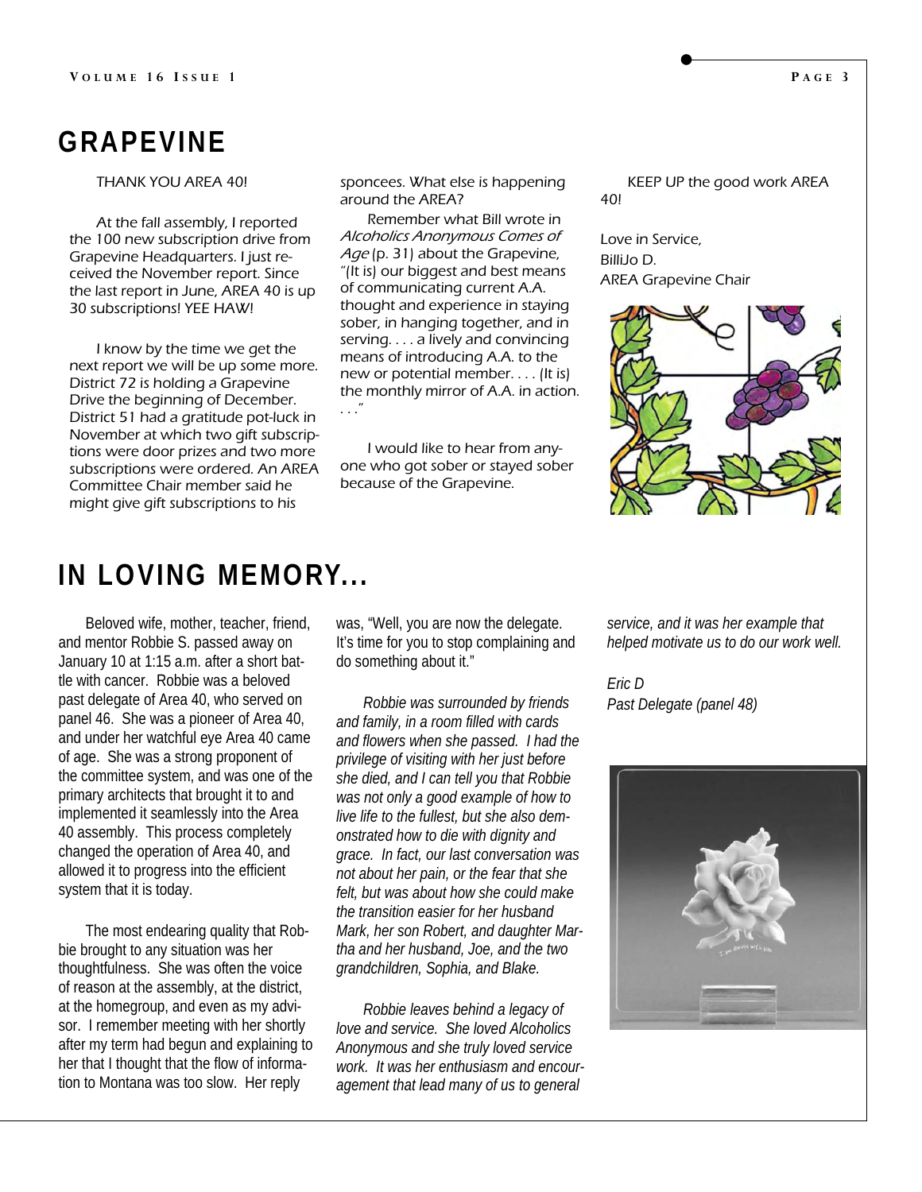## GRAPEVINE

THANK YOU AREA 40!

At the fall assembly, I reported the 100 new subscription drive from Grapevine Headquarters. I just received the November report. Since the last report in June, AREA 40 is up 30 subscriptions! YEE HAW!

I know by the time we get the next report we will be up some more. District 72 is holding a Grapevine Drive the beginning of December. District 51 had a gratitude pot-luck in November at which two gift subscriptions were door prizes and two more subscriptions were ordered. An AREA Committee Chair member said he might give gift subscriptions to his sponcees. What else is happening around the AREA?

Remember what Bill wrote in *Alcoholics Anonymous Comes of Age* (p. 31) about the Grapevine, "(It is) our biggest and best means of communicating current A.A. thought and experience in staying sober, in hanging together, and in serving. . . . a lively and convincing means of introducing A.A. to the new or potential member. . . . (It is) the monthly mirror of A.A. in action. . . ."

I would like to hear from anyone who got sober or stayed sober because of the Grapevine.

KEEP UP the good work AREA 40!

Love in Service,
BilliJo D.
AREA Grapevine Chair

## IN LOVING MEMORY...

Beloved wife, mother, teacher, friend, and mentor Robbie S. passed away on January 10 at 1:15 a.m. after a short battle with cancer. Robbie was a beloved past delegate of Area 40, who served on panel 46. She was a pioneer of Area 40, and under her watchful eye Area 40 came of age. She was a strong proponent of the committee system, and was one of the primary architects that brought it to and implemented it seamlessly into the Area 40 assembly. This process completely changed the operation of Area 40, and allowed it to progress into the efficient system that it is today.

The most endearing quality that Robbie brought to any situation was her thoughtfulness. She was often the voice of reason at the assembly, at the district, at the homegroup, and even as my advisor. I remember meeting with her shortly after my term had begun and explaining to her that I thought that the flow of information to Montana was too slow. Her reply was, "Well, you are now the delegate. It's time for you to stop complaining and do something about it."

*Robbie was surrounded by friends and family, in a room filled with cards and flowers when she passed. I had the privilege of visiting with her just before she died, and I can tell you that Robbie was not only a good example of how to live life to the fullest, but she also demonstrated how to die with dignity and grace. In fact, our last conversation was not about her pain, or the fear that she felt, but was about how she could make the transition easier for her husband Mark, her son Robert, and daughter Martha and her husband, Joe, and the two grandchildren, Sophia, and Blake.*

*Robbie leaves behind a legacy of love and service. She loved Alcoholics Anonymous and she truly loved service work. It was her enthusiasm and encouragement that lead many of us to general service, and it was her example that helped motivate us to do our work well.*

*Eric D*
*Past Delegate (panel 48)*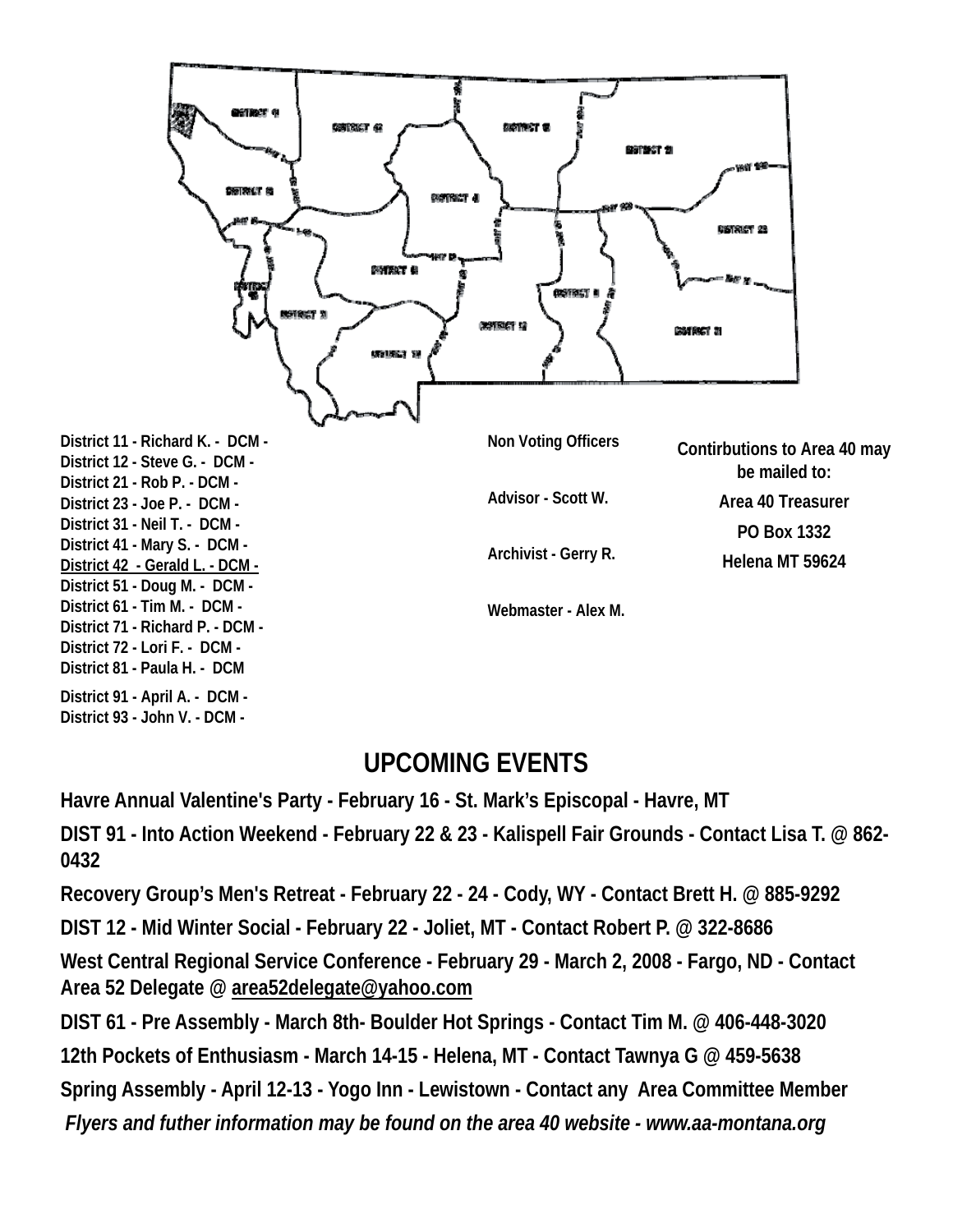District 11 - Richard K. - DCM -
District 12 - Steve G. - DCM -
District 21 - Rob P. - DCM -
District 23 - Joe P. - DCM -
District 31 - Neil T. - DCM -
District 41 - Mary S. - DCM -
District 42 - Gerald L. - DCM -
District 51 - Doug M. - DCM -
District 61 - Tim M. - DCM -
District 71 - Richard P. - DCM -
District 72 - Lori F. - DCM -
District 81 - Paula H. - DCM
District 91 - April A. - DCM -
District 93 - John V. - DCM -

Non Voting Officers

Advisor - Scott W.

Archivist - Gerry R.

Webmaster - Alex M.

**Contirbutions to Area 40 may be mailed to:**

**Area 40 Treasurer**
**PO Box 1332**
**Helena MT 59624**

## UPCOMING EVENTS

**Havre Annual Valentine's Party - February 16 - St. Mark's Episcopal - Havre, MT**

**DIST 91 - Into Action Weekend - February 22 & 23 - Kalispell Fair Grounds - Contact Lisa T. @ 862-0432**

**Recovery Group's Men's Retreat - February 22 - 24 - Cody, WY - Contact Brett H. @ 885-9292**

**DIST 12 - Mid Winter Social - February 22 - Joliet, MT - Contact Robert P. @ 322-8686**

**West Central Regional Service Conference - February 29 - March 2, 2008 - Fargo, ND - Contact Area 52 Delegate @ area52delegate@yahoo.com**

**DIST 61 - Pre Assembly - March 8th- Boulder Hot Springs - Contact Tim M. @ 406-448-3020**

**12th Pockets of Enthusiasm - March 14-15 - Helena, MT - Contact Tawnya G @ 459-5638**

**Spring Assembly - April 12-13 - Yogo Inn - Lewistown - Contact any Area Committee Member**

***Flyers and futher information may be found on the area 40 website - www.aa-montana.org***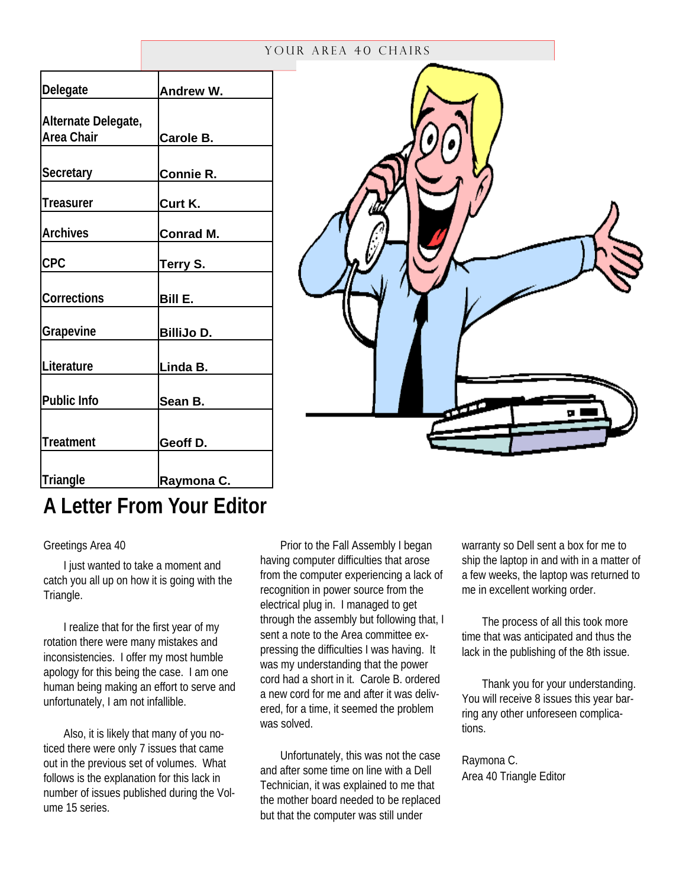## YOUR AREA 40 CHAIRS

| | |
|---|---|
| Delegate | Andrew W. |
| Alternate Delegate, Area Chair | Carole B. |
| Secretary | Connie R. |
| Treasurer | Curt K. |
| Archives | Conrad M. |
| CPC | Terry S. |
| Corrections | Bill E. |
| Grapevine | BilliJo D. |
| Literature | Linda B. |
| Public Info | Sean B. |
| Treatment | Geoff D. |
| Triangle | Raymona C. |

# A Letter From Your Editor

Greetings Area 40

I just wanted to take a moment and catch you all up on how it is going with the Triangle.

I realize that for the first year of my rotation there were many mistakes and inconsistencies. I offer my most humble apology for this being the case. I am one human being making an effort to serve and unfortunately, I am not infallible.

Also, it is likely that many of you noticed there were only 7 issues that came out in the previous set of volumes. What follows is the explanation for this lack in number of issues published during the Volume 15 series.

Prior to the Fall Assembly I began having computer difficulties that arose from the computer experiencing a lack of recognition in power source from the electrical plug in. I managed to get through the assembly but following that, I sent a note to the Area committee expressing the difficulties I was having. It was my understanding that the power cord had a short in it. Carole B. ordered a new cord for me and after it was delivered, for a time, it seemed the problem was solved.

Unfortunately, this was not the case and after some time on line with a Dell Technician, it was explained to me that the mother board needed to be replaced but that the computer was still under warranty so Dell sent a box for me to ship the laptop in and with in a matter of a few weeks, the laptop was returned to me in excellent working order.

The process of all this took more time that was anticipated and thus the lack in the publishing of the 8th issue.

Thank you for your understanding. You will receive 8 issues this year barring any other unforeseen complications.

Raymona C.
Area 40 Triangle Editor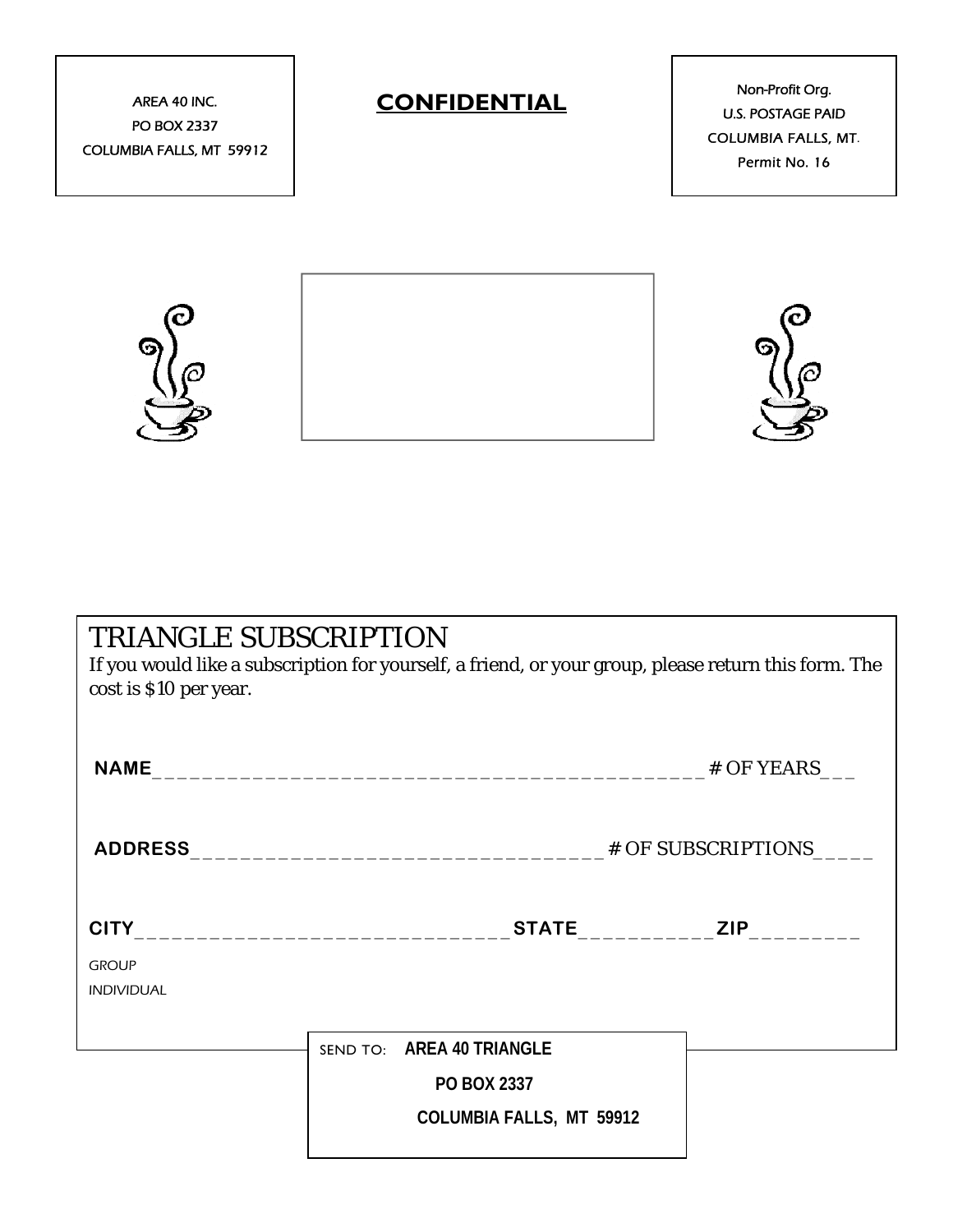AREA 40 INC.
PO BOX 2337
COLUMBIA FALLS, MT 59912

**CONFIDENTIAL**

Non-Profit Org.
U.S. POSTAGE PAID
COLUMBIA FALLS, MT.
Permit No. 16

# TRIANGLE SUBSCRIPTION

If you would like a subscription for yourself, a friend, or your group, please return this form. The cost is $10 per year.

**NAME**_____________________________________________ # OF YEARS___

**ADDRESS**_________________________________ # OF SUBSCRIPTIONS_____

**CITY**_______________________________**STATE**___________**ZIP**_________

GROUP
INDIVIDUAL

SEND TO: **AREA 40 TRIANGLE**
**PO BOX 2337**
**COLUMBIA FALLS, MT 59912**